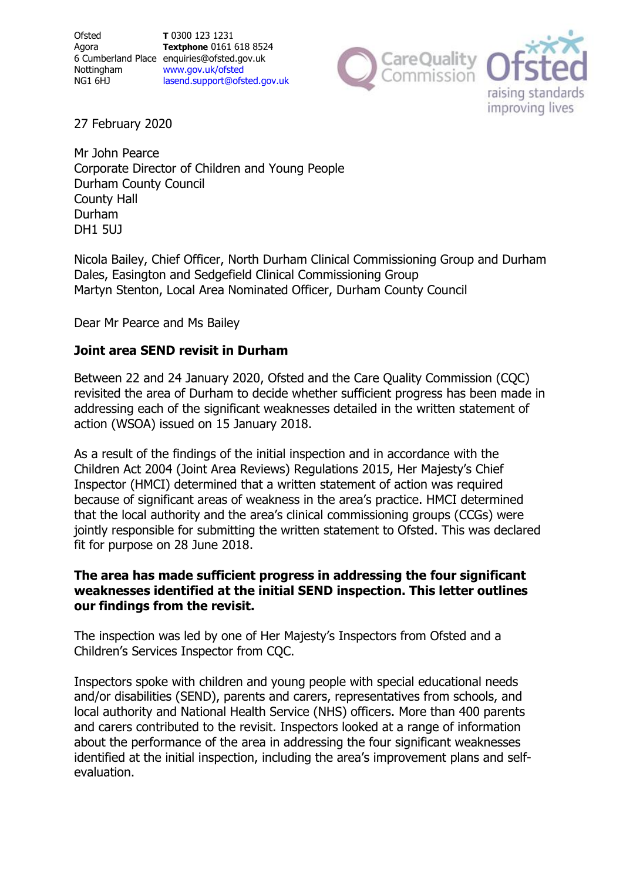Ofsted
Agora
6 Cumberland Place
Nottingham
NG1 6HJ

**T** 0300 123 1231
**Textphone** 0161 618 8524
enquiries@ofsted.gov.uk
www.gov.uk/ofsted
lasend.support@ofsted.gov.uk

27 February 2020

Mr John Pearce
Corporate Director of Children and Young People
Durham County Council
County Hall
Durham
DH1 5UJ

Nicola Bailey, Chief Officer, North Durham Clinical Commissioning Group and Durham Dales, Easington and Sedgefield Clinical Commissioning Group
Martyn Stenton, Local Area Nominated Officer, Durham County Council

Dear Mr Pearce and Ms Bailey

**Joint area SEND revisit in Durham**

Between 22 and 24 January 2020, Ofsted and the Care Quality Commission (CQC) revisited the area of Durham to decide whether sufficient progress has been made in addressing each of the significant weaknesses detailed in the written statement of action (WSOA) issued on 15 January 2018.

As a result of the findings of the initial inspection and in accordance with the Children Act 2004 (Joint Area Reviews) Regulations 2015, Her Majesty's Chief Inspector (HMCI) determined that a written statement of action was required because of significant areas of weakness in the area's practice. HMCI determined that the local authority and the area's clinical commissioning groups (CCGs) were jointly responsible for submitting the written statement to Ofsted. This was declared fit for purpose on 28 June 2018.

**The area has made sufficient progress in addressing the four significant weaknesses identified at the initial SEND inspection. This letter outlines our findings from the revisit.**

The inspection was led by one of Her Majesty's Inspectors from Ofsted and a Children's Services Inspector from CQC.

Inspectors spoke with children and young people with special educational needs and/or disabilities (SEND), parents and carers, representatives from schools, and local authority and National Health Service (NHS) officers. More than 400 parents and carers contributed to the revisit. Inspectors looked at a range of information about the performance of the area in addressing the four significant weaknesses identified at the initial inspection, including the area's improvement plans and self-evaluation.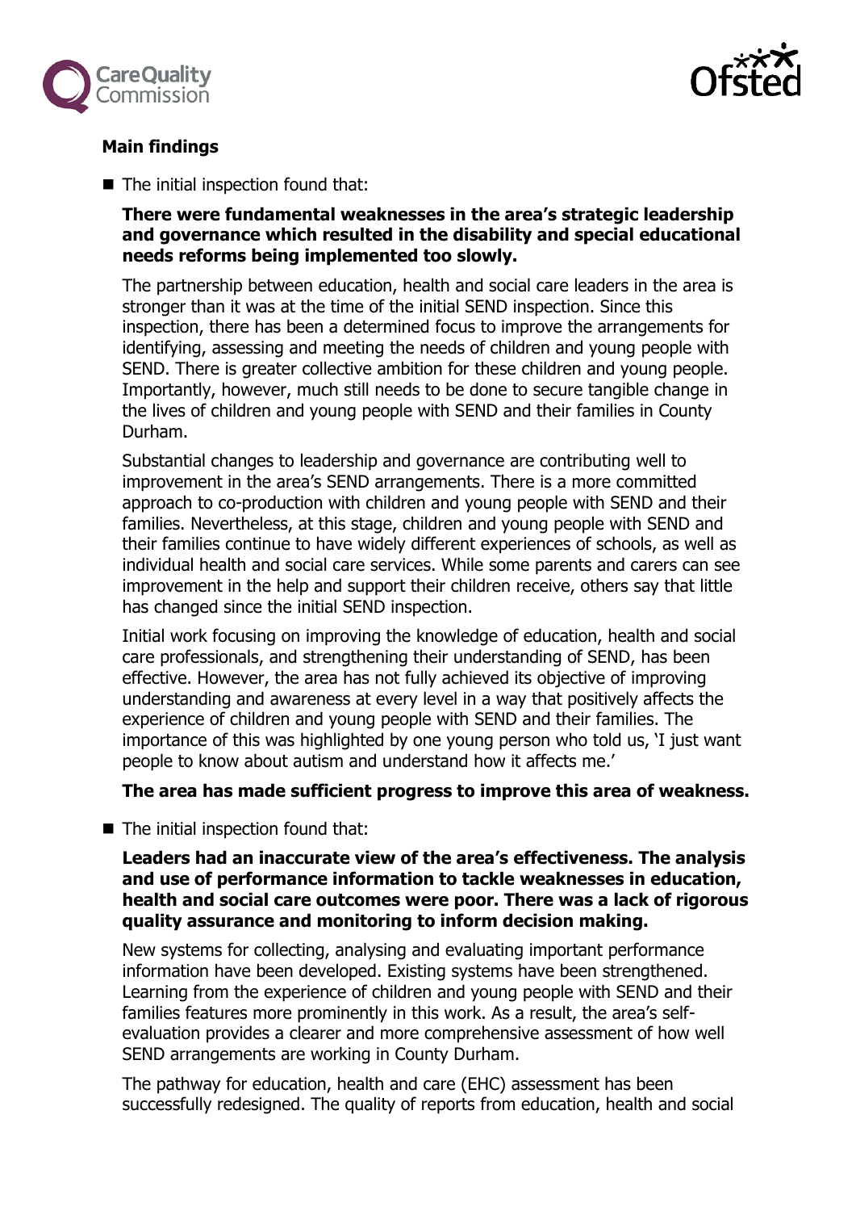## Main findings

- The initial inspection found that:

  **There were fundamental weaknesses in the area's strategic leadership and governance which resulted in the disability and special educational needs reforms being implemented too slowly.**

  The partnership between education, health and social care leaders in the area is stronger than it was at the time of the initial SEND inspection. Since this inspection, there has been a determined focus to improve the arrangements for identifying, assessing and meeting the needs of children and young people with SEND. There is greater collective ambition for these children and young people. Importantly, however, much still needs to be done to secure tangible change in the lives of children and young people with SEND and their families in County Durham.

  Substantial changes to leadership and governance are contributing well to improvement in the area's SEND arrangements. There is a more committed approach to co-production with children and young people with SEND and their families. Nevertheless, at this stage, children and young people with SEND and their families continue to have widely different experiences of schools, as well as individual health and social care services. While some parents and carers can see improvement in the help and support their children receive, others say that little has changed since the initial SEND inspection.

  Initial work focusing on improving the knowledge of education, health and social care professionals, and strengthening their understanding of SEND, has been effective. However, the area has not fully achieved its objective of improving understanding and awareness at every level in a way that positively affects the experience of children and young people with SEND and their families. The importance of this was highlighted by one young person who told us, 'I just want people to know about autism and understand how it affects me.'

  **The area has made sufficient progress to improve this area of weakness.**

- The initial inspection found that:

  **Leaders had an inaccurate view of the area's effectiveness. The analysis and use of performance information to tackle weaknesses in education, health and social care outcomes were poor. There was a lack of rigorous quality assurance and monitoring to inform decision making.**

  New systems for collecting, analysing and evaluating important performance information have been developed. Existing systems have been strengthened. Learning from the experience of children and young people with SEND and their families features more prominently in this work. As a result, the area's self-evaluation provides a clearer and more comprehensive assessment of how well SEND arrangements are working in County Durham.

  The pathway for education, health and care (EHC) assessment has been successfully redesigned. The quality of reports from education, health and social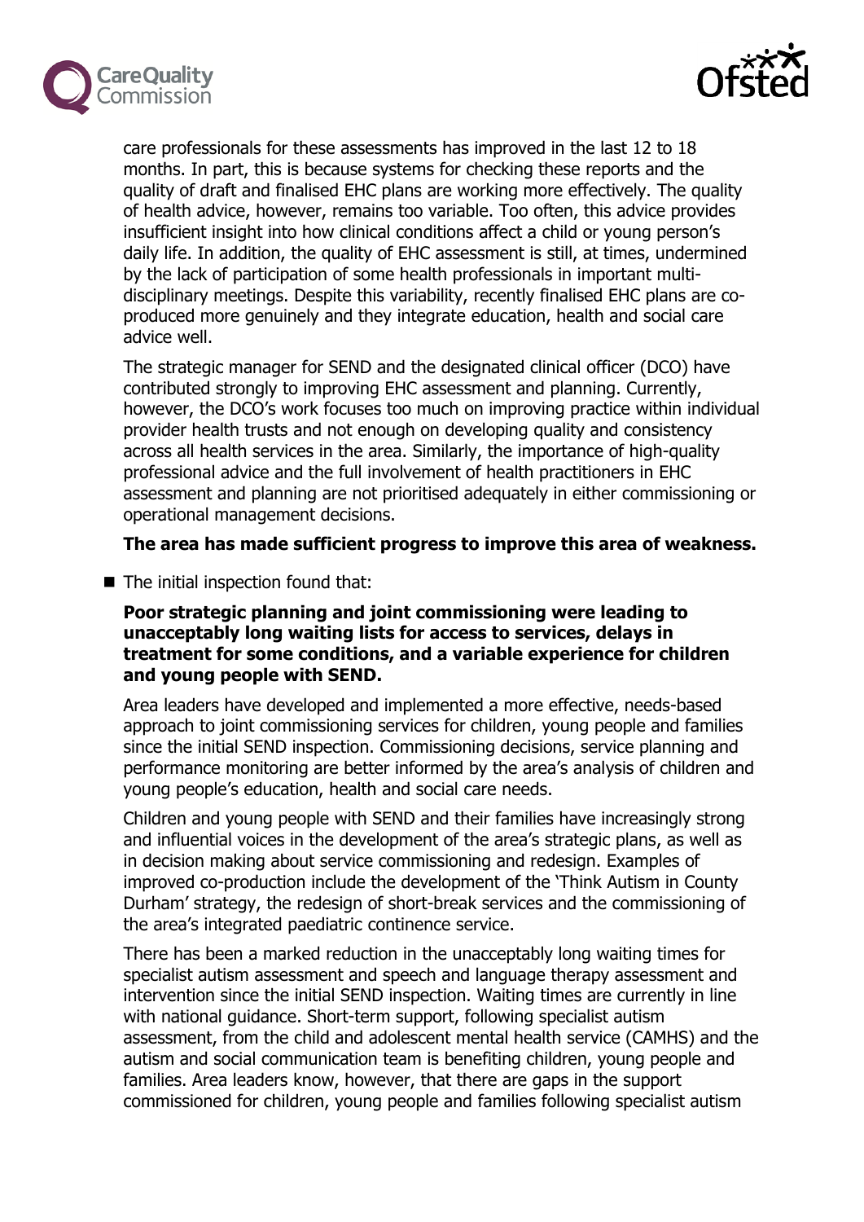care professionals for these assessments has improved in the last 12 to 18 months. In part, this is because systems for checking these reports and the quality of draft and finalised EHC plans are working more effectively. The quality of health advice, however, remains too variable. Too often, this advice provides insufficient insight into how clinical conditions affect a child or young person's daily life. In addition, the quality of EHC assessment is still, at times, undermined by the lack of participation of some health professionals in important multi-disciplinary meetings. Despite this variability, recently finalised EHC plans are co-produced more genuinely and they integrate education, health and social care advice well.

The strategic manager for SEND and the designated clinical officer (DCO) have contributed strongly to improving EHC assessment and planning. Currently, however, the DCO's work focuses too much on improving practice within individual provider health trusts and not enough on developing quality and consistency across all health services in the area. Similarly, the importance of high-quality professional advice and the full involvement of health practitioners in EHC assessment and planning are not prioritised adequately in either commissioning or operational management decisions.

**The area has made sufficient progress to improve this area of weakness.**

- The initial inspection found that:

  **Poor strategic planning and joint commissioning were leading to unacceptably long waiting lists for access to services, delays in treatment for some conditions, and a variable experience for children and young people with SEND.**

  Area leaders have developed and implemented a more effective, needs-based approach to joint commissioning services for children, young people and families since the initial SEND inspection. Commissioning decisions, service planning and performance monitoring are better informed by the area's analysis of children and young people's education, health and social care needs.

  Children and young people with SEND and their families have increasingly strong and influential voices in the development of the area's strategic plans, as well as in decision making about service commissioning and redesign. Examples of improved co-production include the development of the 'Think Autism in County Durham' strategy, the redesign of short-break services and the commissioning of the area's integrated paediatric continence service.

  There has been a marked reduction in the unacceptably long waiting times for specialist autism assessment and speech and language therapy assessment and intervention since the initial SEND inspection. Waiting times are currently in line with national guidance. Short-term support, following specialist autism assessment, from the child and adolescent mental health service (CAMHS) and the autism and social communication team is benefiting children, young people and families. Area leaders know, however, that there are gaps in the support commissioned for children, young people and families following specialist autism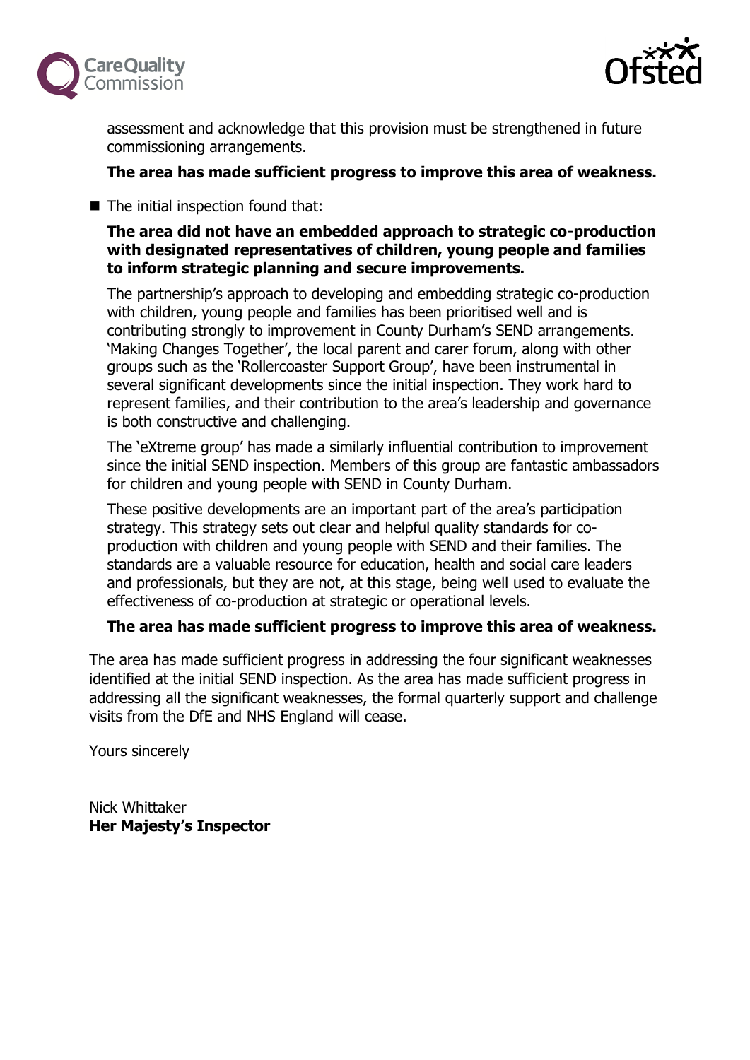assessment and acknowledge that this provision must be strengthened in future commissioning arrangements.

**The area has made sufficient progress to improve this area of weakness.**

- The initial inspection found that:

  **The area did not have an embedded approach to strategic co-production with designated representatives of children, young people and families to inform strategic planning and secure improvements.**

  The partnership's approach to developing and embedding strategic co-production with children, young people and families has been prioritised well and is contributing strongly to improvement in County Durham's SEND arrangements. 'Making Changes Together', the local parent and carer forum, along with other groups such as the 'Rollercoaster Support Group', have been instrumental in several significant developments since the initial inspection. They work hard to represent families, and their contribution to the area's leadership and governance is both constructive and challenging.

  The 'eXtreme group' has made a similarly influential contribution to improvement since the initial SEND inspection. Members of this group are fantastic ambassadors for children and young people with SEND in County Durham.

  These positive developments are an important part of the area's participation strategy. This strategy sets out clear and helpful quality standards for co-production with children and young people with SEND and their families. The standards are a valuable resource for education, health and social care leaders and professionals, but they are not, at this stage, being well used to evaluate the effectiveness of co-production at strategic or operational levels.

  **The area has made sufficient progress to improve this area of weakness.**

The area has made sufficient progress in addressing the four significant weaknesses identified at the initial SEND inspection. As the area has made sufficient progress in addressing all the significant weaknesses, the formal quarterly support and challenge visits from the DfE and NHS England will cease.

Yours sincerely

Nick Whittaker
**Her Majesty's Inspector**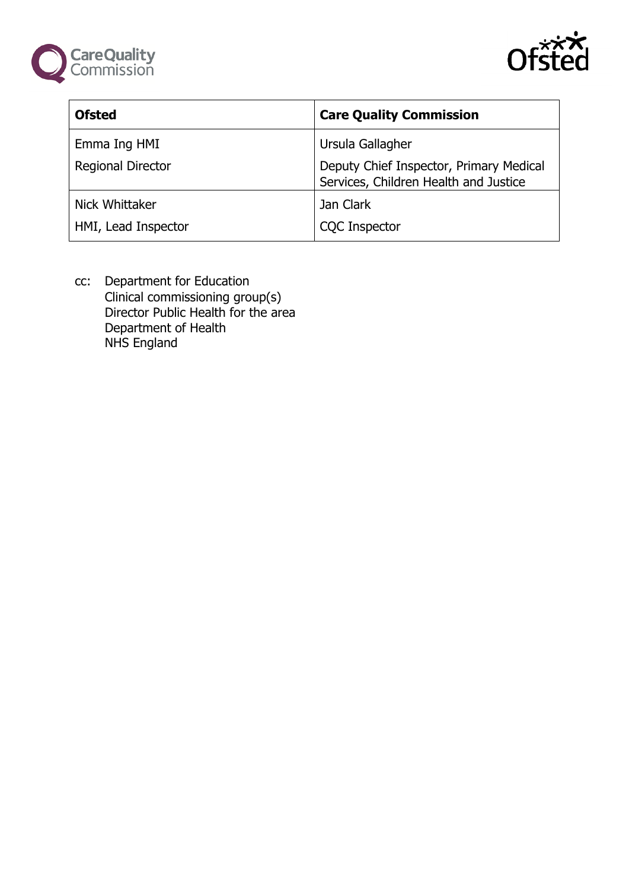| Ofsted | Care Quality Commission |
| --- | --- |
| Emma Ing HMI<br>Regional Director | Ursula Gallagher<br>Deputy Chief Inspector, Primary Medical Services, Children Health and Justice |
| Nick Whittaker<br>HMI, Lead Inspector | Jan Clark<br>CQC Inspector |

cc: Department for Education
Clinical commissioning group(s)
Director Public Health for the area
Department of Health
NHS England